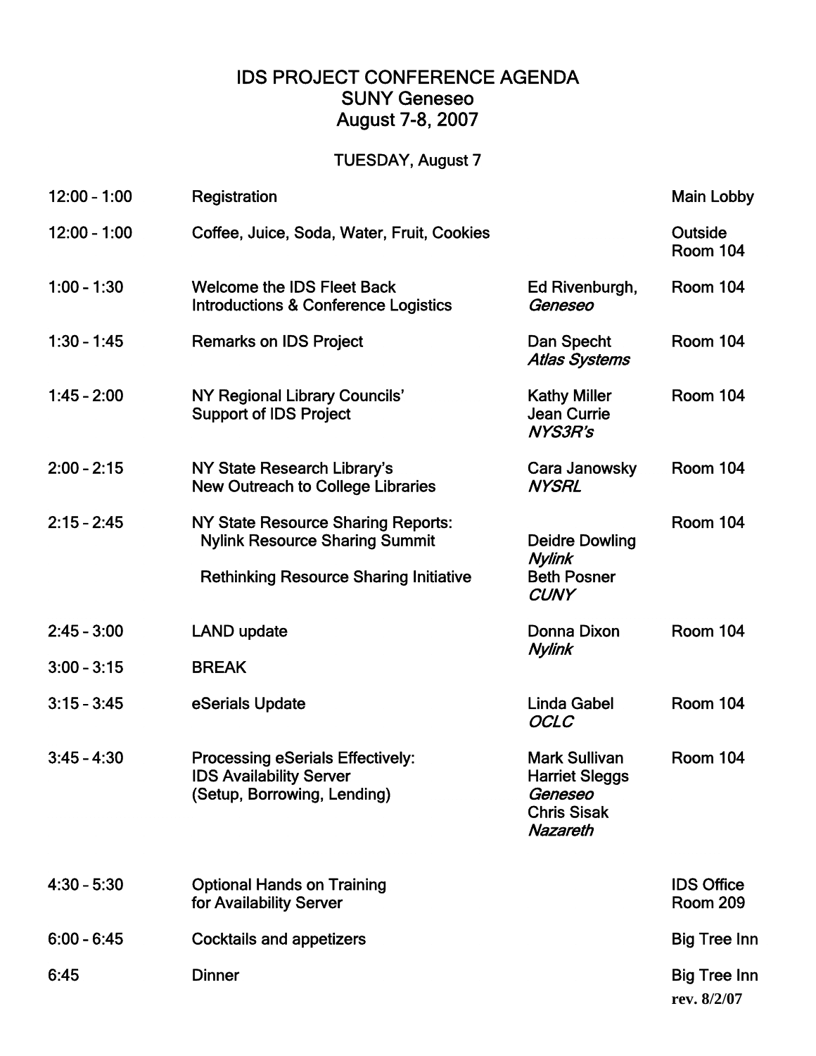# IDS PROJECT CONFERENCE AGENDA
## SUNY Geneseo
## August 7-8, 2007

### TUESDAY, August 7

| Time | Session | Speaker | Location |
|---|---|---|---|
| 12:00 – 1:00 | Registration | | Main Lobby |
| 12:00 – 1:00 | Coffee, Juice, Soda, Water, Fruit, Cookies | | Outside Room 104 |
| 1:00 – 1:30 | Welcome the IDS Fleet Back<br>Introductions & Conference Logistics | Ed Rivenburgh, *Geneseo* | Room 104 |
| 1:30 – 1:45 | Remarks on IDS Project | Dan Specht<br>*Atlas Systems* | Room 104 |
| 1:45 – 2:00 | NY Regional Library Councils' Support of IDS Project | Kathy Miller<br>Jean Currie<br>*NYS3R's* | Room 104 |
| 2:00 – 2:15 | NY State Research Library's New Outreach to College Libraries | Cara Janowsky<br>*NYSRL* | Room 104 |
| 2:15 – 2:45 | NY State Resource Sharing Reports:<br>Nylink Resource Sharing Summit<br><br>Rethinking Resource Sharing Initiative | <br>Deidre Dowling<br>*Nylink*<br>Beth Posner<br>*CUNY* | Room 104 |
| 2:45 – 3:00 | LAND update | Donna Dixon<br>*Nylink* | Room 104 |
| 3:00 – 3:15 | BREAK | | |
| 3:15 – 3:45 | eSerials Update | Linda Gabel<br>*OCLC* | Room 104 |
| 3:45 – 4:30 | Processing eSerials Effectively:<br>IDS Availability Server<br>(Setup, Borrowing, Lending) | Mark Sullivan<br>Harriet Sleggs<br>*Geneseo*<br>Chris Sisak<br>*Nazareth* | Room 104 |
| 4:30 – 5:30 | Optional Hands on Training for Availability Server | | IDS Office Room 209 |
| 6:00 – 6:45 | Cocktails and appetizers | | Big Tree Inn |
| 6:45 | Dinner | | Big Tree Inn |

**rev. 8/2/07**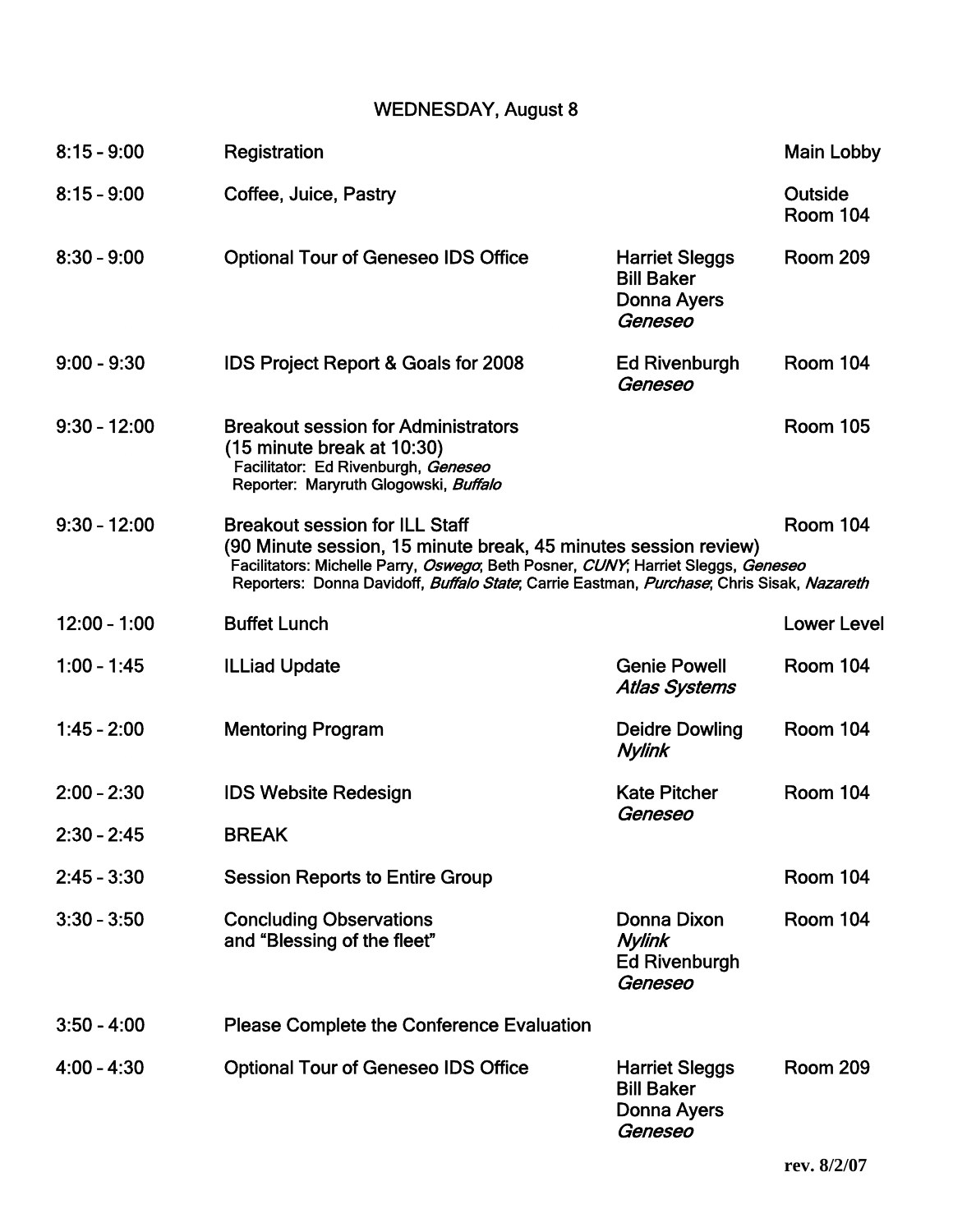## WEDNESDAY, August 8

| | | | |
|---|---|---|---|
| 8:15 – 9:00 | Registration | | Main Lobby |
| 8:15 – 9:00 | Coffee, Juice, Pastry | | Outside Room 104 |
| 8:30 – 9:00 | Optional Tour of Geneseo IDS Office | Harriet Sleggs<br>Bill Baker<br>Donna Ayers<br>*Geneseo* | Room 209 |
| 9:00 - 9:30 | IDS Project Report & Goals for 2008 | Ed Rivenburgh<br>*Geneseo* | Room 104 |
| 9:30 – 12:00 | Breakout session for Administrators<br>(15 minute break at 10:30)<br>Facilitator: Ed Rivenburgh, *Geneseo*<br>Reporter: Maryruth Glogowski, *Buffalo* | | Room 105 |
| 9:30 – 12:00 | Breakout session for ILL Staff<br>(90 Minute session, 15 minute break, 45 minutes session review)<br>Facilitators: Michelle Parry, *Oswego*; Beth Posner, *CUNY*; Harriet Sleggs, *Geneseo*<br>Reporters: Donna Davidoff, *Buffalo State*; Carrie Eastman, *Purchase*; Chris Sisak, *Nazareth* | | Room 104 |
| 12:00 – 1:00 | Buffet Lunch | | Lower Level |
| 1:00 – 1:45 | ILLiad Update | Genie Powell<br>*Atlas Systems* | Room 104 |
| 1:45 – 2:00 | Mentoring Program | Deidre Dowling<br>*Nylink* | Room 104 |
| 2:00 – 2:30 | IDS Website Redesign | Kate Pitcher<br>*Geneseo* | Room 104 |
| 2:30 – 2:45 | BREAK | | |
| 2:45 – 3:30 | Session Reports to Entire Group | | Room 104 |
| 3:30 – 3:50 | Concluding Observations and "Blessing of the fleet" | Donna Dixon<br>*Nylink*<br>Ed Rivenburgh<br>*Geneseo* | Room 104 |
| 3:50 - 4:00 | Please Complete the Conference Evaluation | | |
| 4:00 – 4:30 | Optional Tour of Geneseo IDS Office | Harriet Sleggs<br>Bill Baker<br>Donna Ayers<br>*Geneseo* | Room 209 |

**rev. 8/2/07**